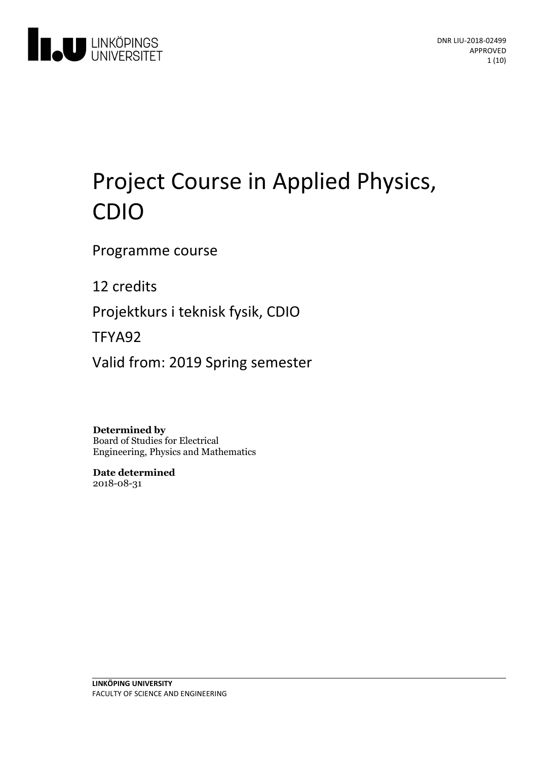DNR LIU-2018-02499
APPROVED

# Project Course in Applied Physics, CDIO

Programme course

12 credits

Projektkurs i teknisk fysik, CDIO

TFYA92

Valid from: 2019 Spring semester

**Determined by**
Board of Studies for Electrical Engineering, Physics and Mathematics

**Date determined**
2018-08-31

**LINKÖPING UNIVERSITY**
FACULTY OF SCIENCE AND ENGINEERING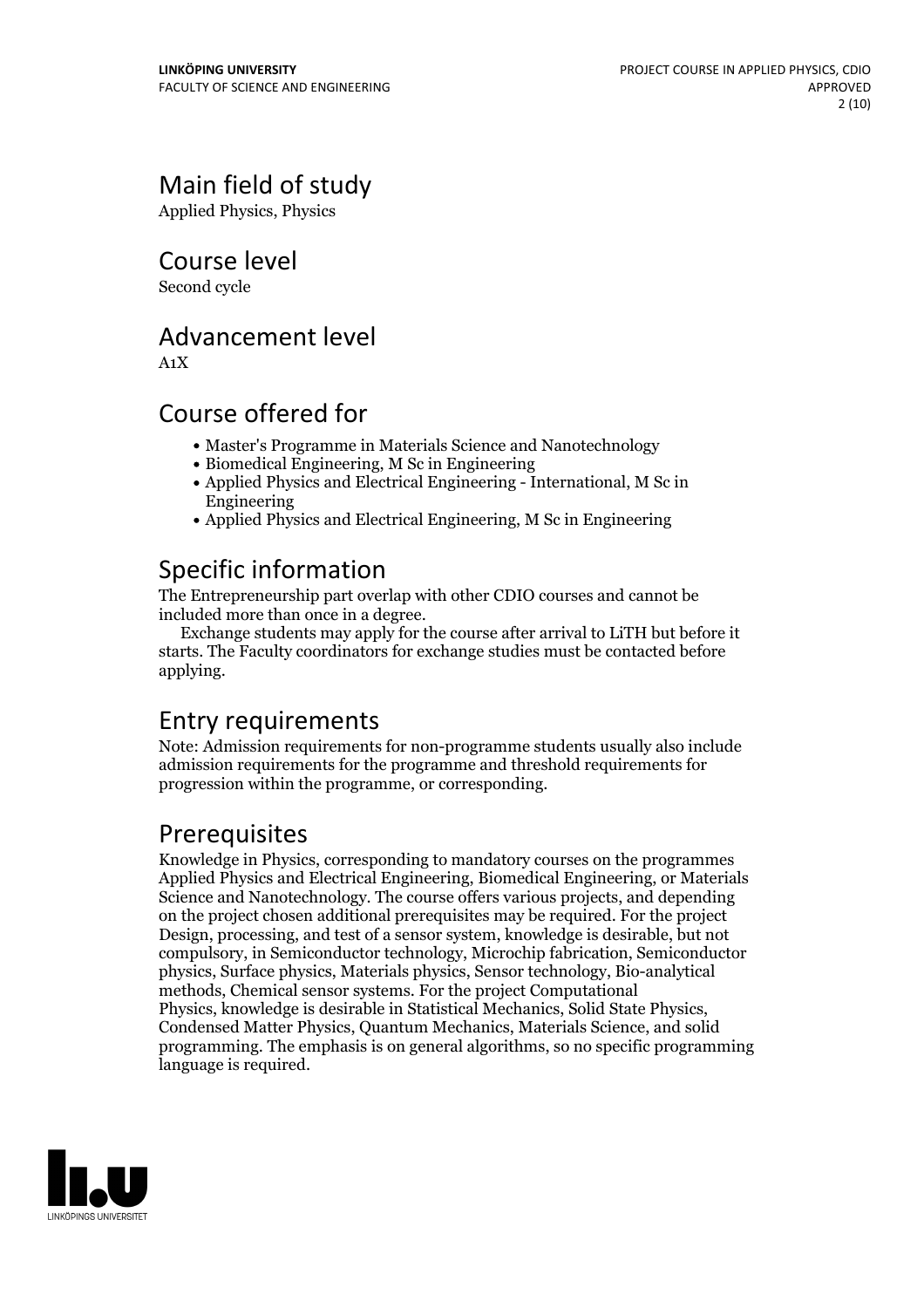## Main field of study

Applied Physics, Physics

## Course level

Second cycle

## Advancement level

A1X

## Course offered for

- Master's Programme in Materials Science and Nanotechnology
- Biomedical Engineering, M Sc in Engineering
- Applied Physics and Electrical Engineering - International, M Sc in Engineering
- Applied Physics and Electrical Engineering, M Sc in Engineering

## Specific information

The Entrepreneurship part overlap with other CDIO courses and cannot be included more than once in a degree.

Exchange students may apply for the course after arrival to LiTH but before it starts. The Faculty coordinators for exchange studies must be contacted before applying.

## Entry requirements

Note: Admission requirements for non-programme students usually also include admission requirements for the programme and threshold requirements for progression within the programme, or corresponding.

## Prerequisites

Knowledge in Physics, corresponding to mandatory courses on the programmes Applied Physics and Electrical Engineering, Biomedical Engineering, or Materials Science and Nanotechnology. The course offers various projects, and depending on the project chosen additional prerequisites may be required. For the project Design, processing, and test of a sensor system, knowledge is desirable, but not compulsory, in Semiconductor technology, Microchip fabrication, Semiconductor physics, Surface physics, Materials physics, Sensor technology, Bio-analytical methods, Chemical sensor systems. For the project Computational Physics, knowledge is desirable in Statistical Mechanics, Solid State Physics, Condensed Matter Physics, Quantum Mechanics, Materials Science, and solid programming. The emphasis is on general algorithms, so no specific programming language is required.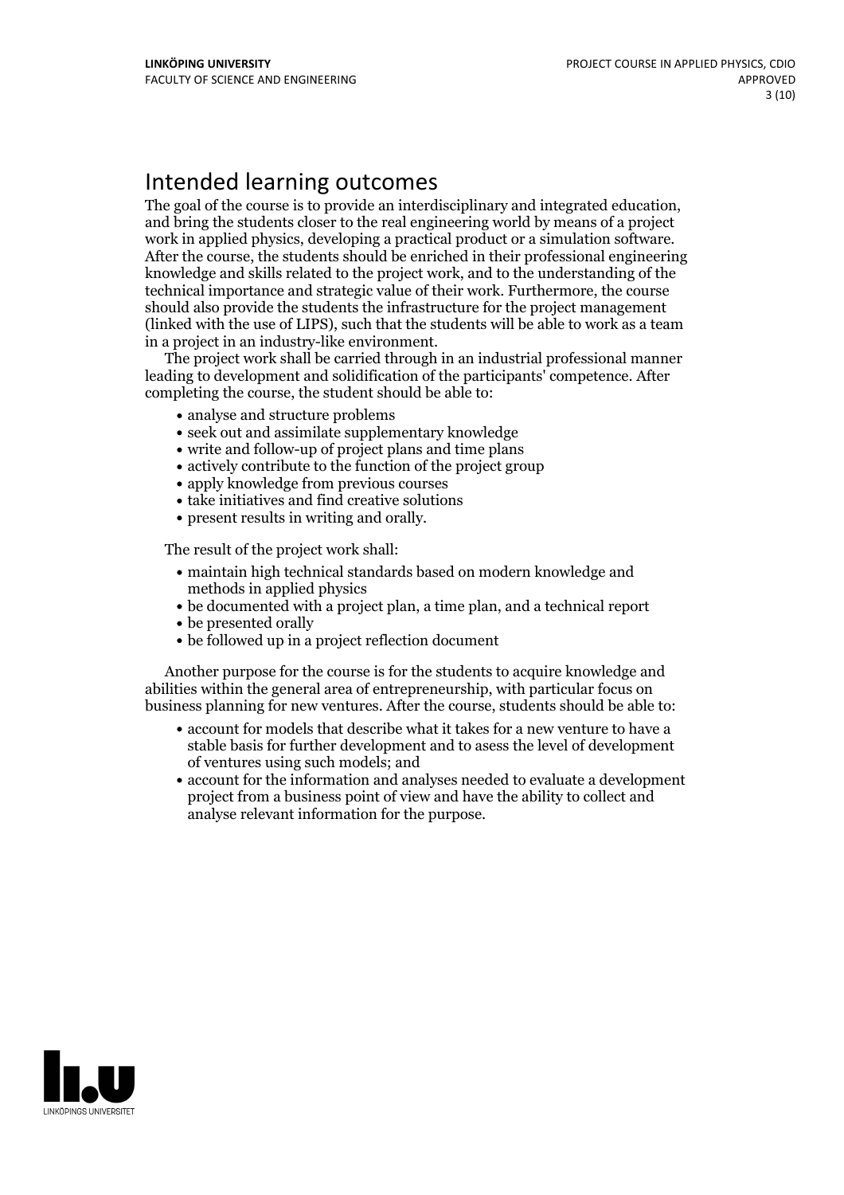## Intended learning outcomes

The goal of the course is to provide an interdisciplinary and integrated education, and bring the students closer to the real engineering world by means of a project work in applied physics, developing a practical product or a simulation software. After the course, the students should be enriched in their professional engineering knowledge and skills related to the project work, and to the understanding of the technical importance and strategic value of their work. Furthermore, the course should also provide the students the infrastructure for the project management (linked with the use of LIPS), such that the students will be able to work as a team in a project in an industry-like environment.

The project work shall be carried through in an industrial professional manner leading to development and solidification of the participants' competence. After completing the course, the student should be able to:

- analyse and structure problems
- seek out and assimilate supplementary knowledge
- write and follow-up of project plans and time plans
- actively contribute to the function of the project group
- apply knowledge from previous courses
- take initiatives and find creative solutions
- present results in writing and orally.

The result of the project work shall:

- maintain high technical standards based on modern knowledge and methods in applied physics
- be documented with a project plan, a time plan, and a technical report
- be presented orally
- be followed up in a project reflection document

Another purpose for the course is for the students to acquire knowledge and abilities within the general area of entrepreneurship, with particular focus on business planning for new ventures. After the course, students should be able to:

- account for models that describe what it takes for a new venture to have a stable basis for further development and to asess the level of development of ventures using such models; and
- account for the information and analyses needed to evaluate a development project from a business point of view and have the ability to collect and analyse relevant information for the purpose.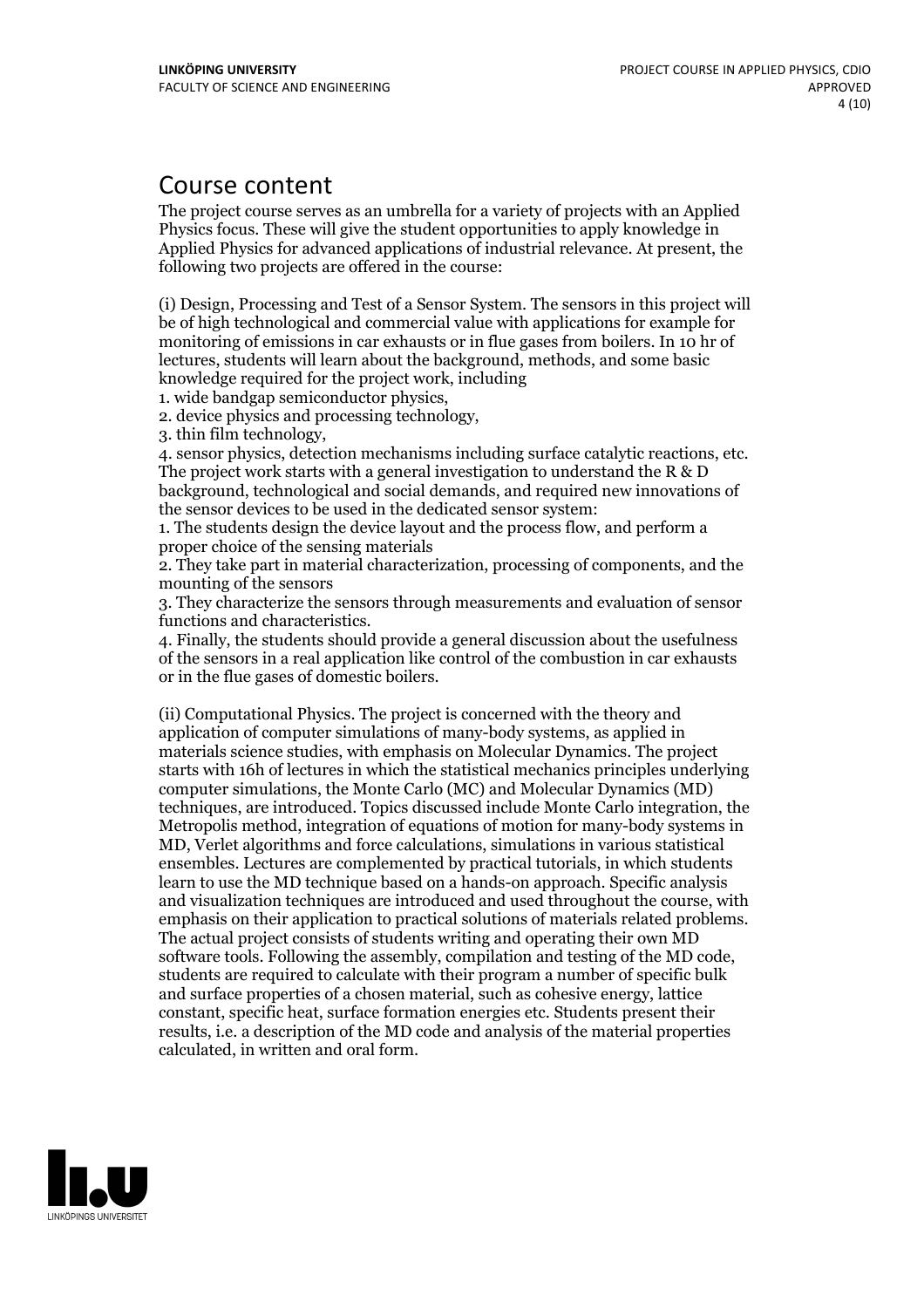# Course content

The project course serves as an umbrella for a variety of projects with an Applied Physics focus. These will give the student opportunities to apply knowledge in Applied Physics for advanced applications of industrial relevance. At present, the following two projects are offered in the course:

(i) Design, Processing and Test of a Sensor System. The sensors in this project will be of high technological and commercial value with applications for example for monitoring of emissions in car exhausts or in flue gases from boilers. In 10 hr of lectures, students will learn about the background, methods, and some basic knowledge required for the project work, including

1. wide bandgap semiconductor physics,
2. device physics and processing technology,
3. thin film technology,
4. sensor physics, detection mechanisms including surface catalytic reactions, etc.

The project work starts with a general investigation to understand the R & D background, technological and social demands, and required new innovations of the sensor devices to be used in the dedicated sensor system:

1. The students design the device layout and the process flow, and perform a proper choice of the sensing materials
2. They take part in material characterization, processing of components, and the mounting of the sensors
3. They characterize the sensors through measurements and evaluation of sensor functions and characteristics.
4. Finally, the students should provide a general discussion about the usefulness of the sensors in a real application like control of the combustion in car exhausts or in the flue gases of domestic boilers.

(ii) Computational Physics. The project is concerned with the theory and application of computer simulations of many-body systems, as applied in materials science studies, with emphasis on Molecular Dynamics. The project starts with 16h of lectures in which the statistical mechanics principles underlying computer simulations, the Monte Carlo (MC) and Molecular Dynamics (MD) techniques, are introduced. Topics discussed include Monte Carlo integration, the Metropolis method, integration of equations of motion for many-body systems in MD, Verlet algorithms and force calculations, simulations in various statistical ensembles. Lectures are complemented by practical tutorials, in which students learn to use the MD technique based on a hands-on approach. Specific analysis and visualization techniques are introduced and used throughout the course, with emphasis on their application to practical solutions of materials related problems. The actual project consists of students writing and operating their own MD software tools. Following the assembly, compilation and testing of the MD code, students are required to calculate with their program a number of specific bulk and surface properties of a chosen material, such as cohesive energy, lattice constant, specific heat, surface formation energies etc. Students present their results, i.e. a description of the MD code and analysis of the material properties calculated, in written and oral form.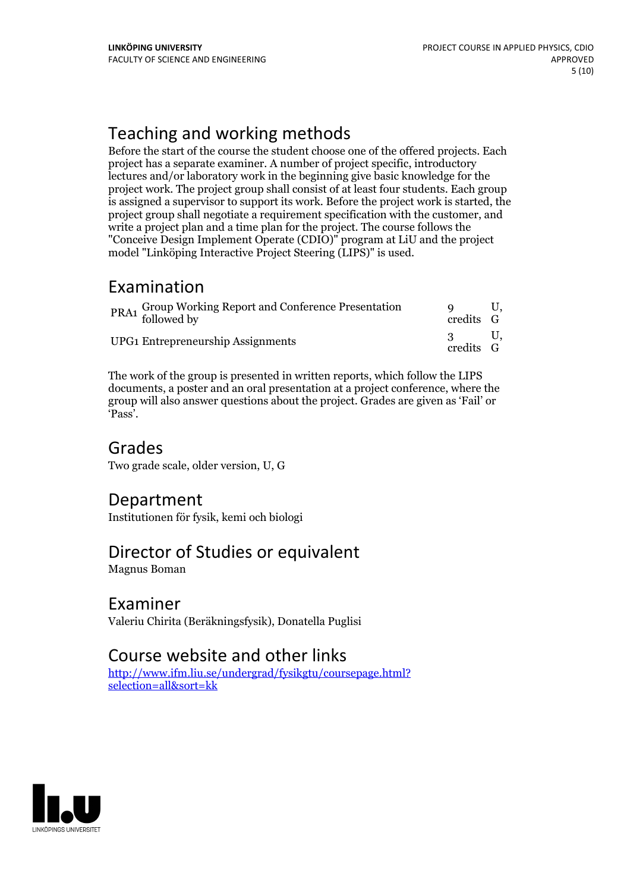## Teaching and working methods

Before the start of the course the student choose one of the offered projects. Each project has a separate examiner. A number of project specific, introductory lectures and/or laboratory work in the beginning give basic knowledge for the project work. The project group shall consist of at least four students. Each group is assigned a supervisor to support its work. Before the project work is started, the project group shall negotiate a requirement specification with the customer, and write a project plan and a time plan for the project. The course follows the "Conceive Design Implement Operate (CDIO)" program at LiU and the project model "Linköping Interactive Project Steering (LIPS)" is used.

## Examination

| | | | |
|---|---|---|---|
| PRA1 | Group Working Report and Conference Presentation followed by | 9 credits | U, G |
| UPG1 | Entrepreneurship Assignments | 3 credits | U, G |

The work of the group is presented in written reports, which follow the LIPS documents, a poster and an oral presentation at a project conference, where the group will also answer questions about the project. Grades are given as 'Fail' or 'Pass'.

## Grades

Two grade scale, older version, U, G

## Department

Institutionen för fysik, kemi och biologi

## Director of Studies or equivalent

Magnus Boman

## Examiner

Valeriu Chirita (Beräkningsfysik), Donatella Puglisi

## Course website and other links

http://www.ifm.liu.se/undergrad/fysikgtu/coursepage.html?selection=all&sort=kk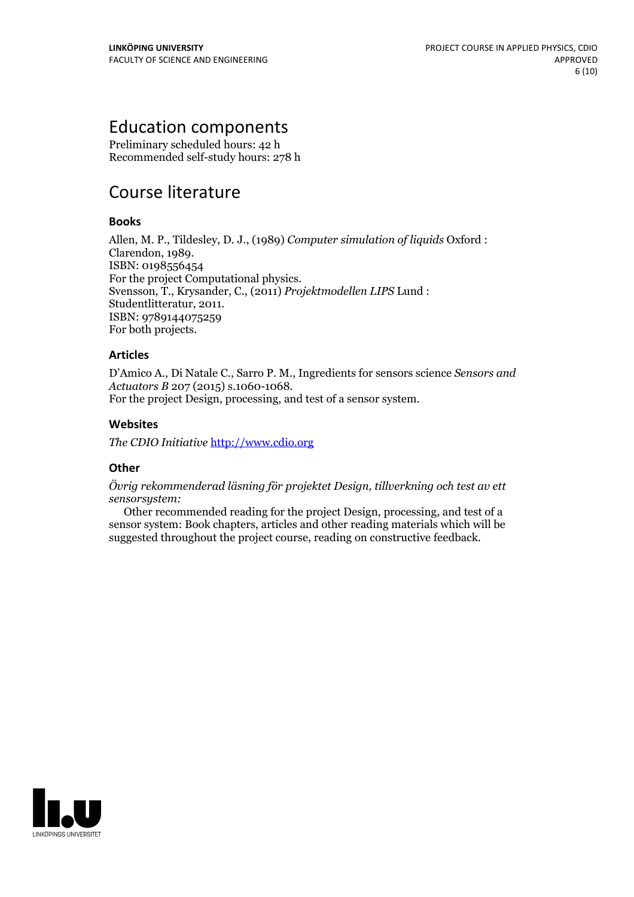## Education components

Preliminary scheduled hours: 42 h
Recommended self-study hours: 278 h

## Course literature

### Books

Allen, M. P., Tildesley, D. J., (1989) *Computer simulation of liquids* Oxford : Clarendon, 1989.
ISBN: 0198556454
For the project Computational physics.
Svensson, T., Krysander, C., (2011) *Projektmodellen LIPS* Lund : Studentlitteratur, 2011.
ISBN: 9789144075259
For both projects.

### Articles

D'Amico A., Di Natale C., Sarro P. M., Ingredients for sensors science *Sensors and Actuators B* 207 (2015) s.1060-1068.
For the project Design, processing, and test of a sensor system.

### Websites

*The CDIO Initiative* [http://www.cdio.org](http://www.cdio.org)

### Other

*Övrig rekommenderad läsning för projektet Design, tillverkning och test av ett sensorsystem:*

Other recommended reading for the project Design, processing, and test of a sensor system: Book chapters, articles and other reading materials which will be suggested throughout the project course, reading on constructive feedback.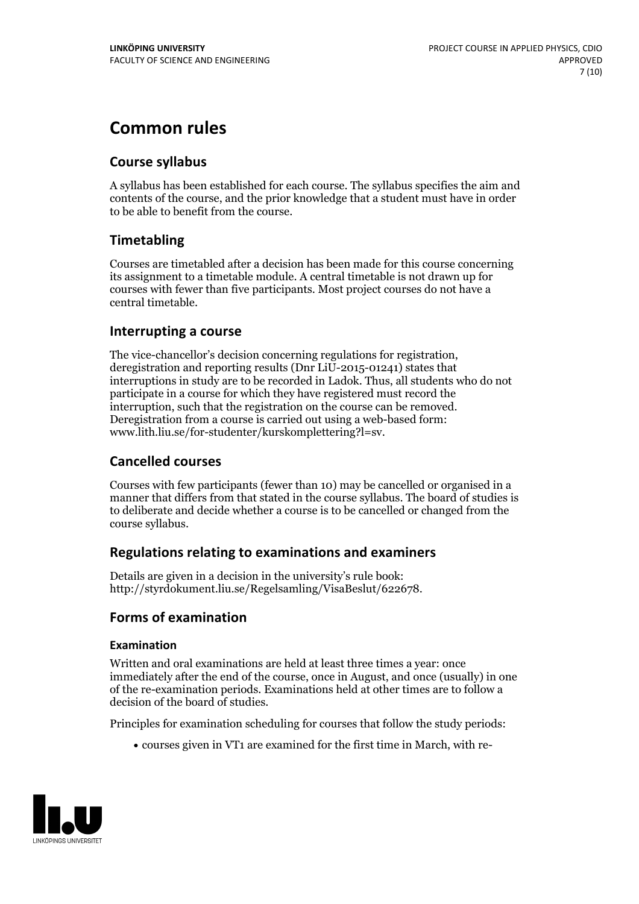# Common rules

## Course syllabus

A syllabus has been established for each course. The syllabus specifies the aim and contents of the course, and the prior knowledge that a student must have in order to be able to benefit from the course.

## Timetabling

Courses are timetabled after a decision has been made for this course concerning its assignment to a timetable module. A central timetable is not drawn up for courses with fewer than five participants. Most project courses do not have a central timetable.

## Interrupting a course

The vice-chancellor's decision concerning regulations for registration, deregistration and reporting results (Dnr LiU-2015-01241) states that interruptions in study are to be recorded in Ladok. Thus, all students who do not participate in a course for which they have registered must record the interruption, such that the registration on the course can be removed. Deregistration from a course is carried out using a web-based form: www.lith.liu.se/for-studenter/kurskomplettering?l=sv.

## Cancelled courses

Courses with few participants (fewer than 10) may be cancelled or organised in a manner that differs from that stated in the course syllabus. The board of studies is to deliberate and decide whether a course is to be cancelled or changed from the course syllabus.

## Regulations relating to examinations and examiners

Details are given in a decision in the university's rule book: http://styrdokument.liu.se/Regelsamling/VisaBeslut/622678.

## Forms of examination

### Examination

Written and oral examinations are held at least three times a year: once immediately after the end of the course, once in August, and once (usually) in one of the re-examination periods. Examinations held at other times are to follow a decision of the board of studies.

Principles for examination scheduling for courses that follow the study periods:

- courses given in VT1 are examined for the first time in March, with re-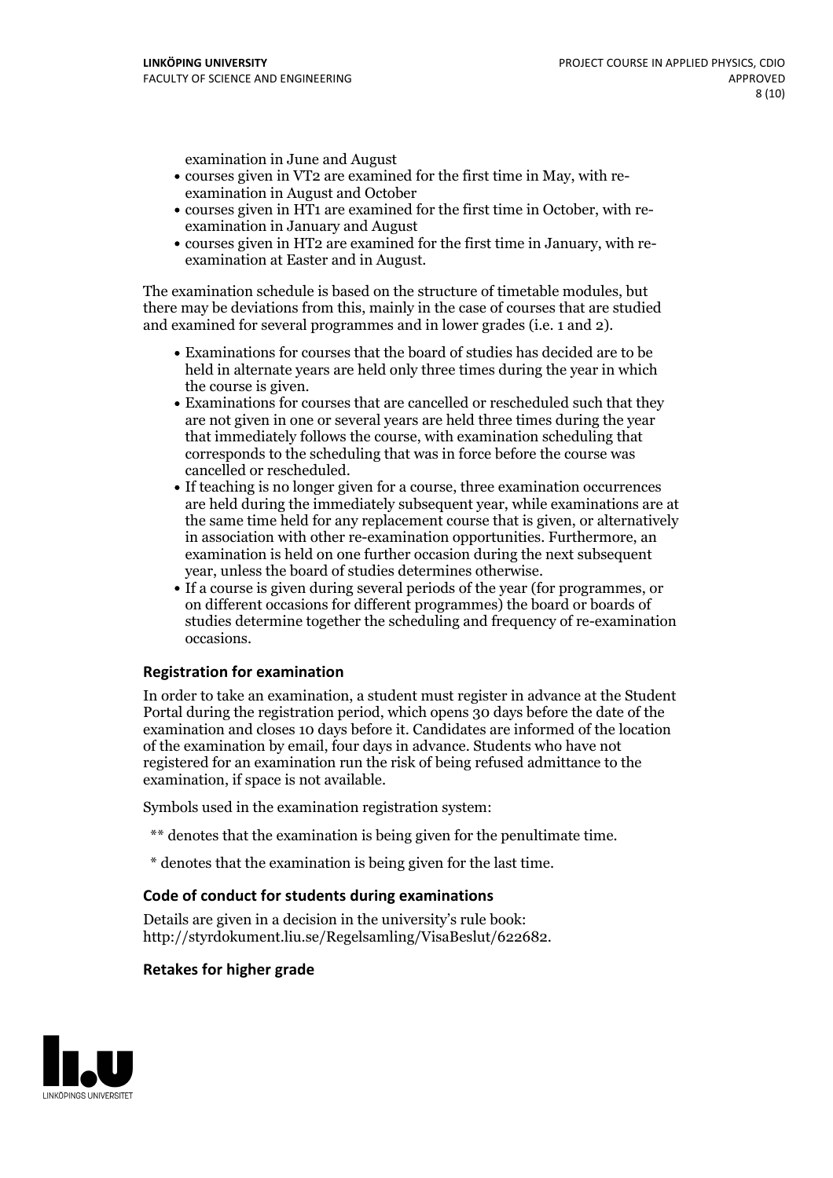examination in June and August

- courses given in VT2 are examined for the first time in May, with re-examination in August and October
- courses given in HT1 are examined for the first time in October, with re-examination in January and August
- courses given in HT2 are examined for the first time in January, with re-examination at Easter and in August.

The examination schedule is based on the structure of timetable modules, but there may be deviations from this, mainly in the case of courses that are studied and examined for several programmes and in lower grades (i.e. 1 and 2).

- Examinations for courses that the board of studies has decided are to be held in alternate years are held only three times during the year in which the course is given.
- Examinations for courses that are cancelled or rescheduled such that they are not given in one or several years are held three times during the year that immediately follows the course, with examination scheduling that corresponds to the scheduling that was in force before the course was cancelled or rescheduled.
- If teaching is no longer given for a course, three examination occurrences are held during the immediately subsequent year, while examinations are at the same time held for any replacement course that is given, or alternatively in association with other re-examination opportunities. Furthermore, an examination is held on one further occasion during the next subsequent year, unless the board of studies determines otherwise.
- If a course is given during several periods of the year (for programmes, or on different occasions for different programmes) the board or boards of studies determine together the scheduling and frequency of re-examination occasions.

### Registration for examination

In order to take an examination, a student must register in advance at the Student Portal during the registration period, which opens 30 days before the date of the examination and closes 10 days before it. Candidates are informed of the location of the examination by email, four days in advance. Students who have not registered for an examination run the risk of being refused admittance to the examination, if space is not available.

Symbols used in the examination registration system:

** denotes that the examination is being given for the penultimate time.

* denotes that the examination is being given for the last time.

### Code of conduct for students during examinations

Details are given in a decision in the university's rule book: http://styrdokument.liu.se/Regelsamling/VisaBeslut/622682.

### Retakes for higher grade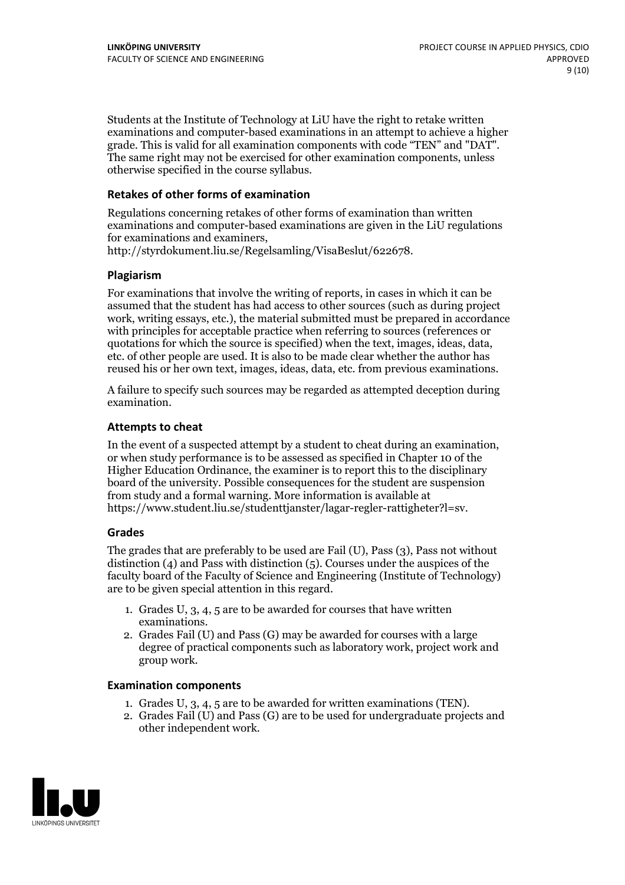Students at the Institute of Technology at LiU have the right to retake written examinations and computer-based examinations in an attempt to achieve a higher grade. This is valid for all examination components with code "TEN" and "DAT". The same right may not be exercised for other examination components, unless otherwise specified in the course syllabus.

### Retakes of other forms of examination

Regulations concerning retakes of other forms of examination than written examinations and computer-based examinations are given in the LiU regulations for examinations and examiners, http://styrdokument.liu.se/Regelsamling/VisaBeslut/622678.

### Plagiarism

For examinations that involve the writing of reports, in cases in which it can be assumed that the student has had access to other sources (such as during project work, writing essays, etc.), the material submitted must be prepared in accordance with principles for acceptable practice when referring to sources (references or quotations for which the source is specified) when the text, images, ideas, data, etc. of other people are used. It is also to be made clear whether the author has reused his or her own text, images, ideas, data, etc. from previous examinations.

A failure to specify such sources may be regarded as attempted deception during examination.

### Attempts to cheat

In the event of a suspected attempt by a student to cheat during an examination, or when study performance is to be assessed as specified in Chapter 10 of the Higher Education Ordinance, the examiner is to report this to the disciplinary board of the university. Possible consequences for the student are suspension from study and a formal warning. More information is available at https://www.student.liu.se/studenttjanster/lagar-regler-rattigheter?l=sv.

### Grades

The grades that are preferably to be used are Fail (U), Pass (3), Pass not without distinction (4) and Pass with distinction (5). Courses under the auspices of the faculty board of the Faculty of Science and Engineering (Institute of Technology) are to be given special attention in this regard.

1. Grades U, 3, 4, 5 are to be awarded for courses that have written examinations.
2. Grades Fail (U) and Pass (G) may be awarded for courses with a large degree of practical components such as laboratory work, project work and group work.

### Examination components

1. Grades U, 3, 4, 5 are to be awarded for written examinations (TEN).
2. Grades Fail (U) and Pass (G) are to be used for undergraduate projects and other independent work.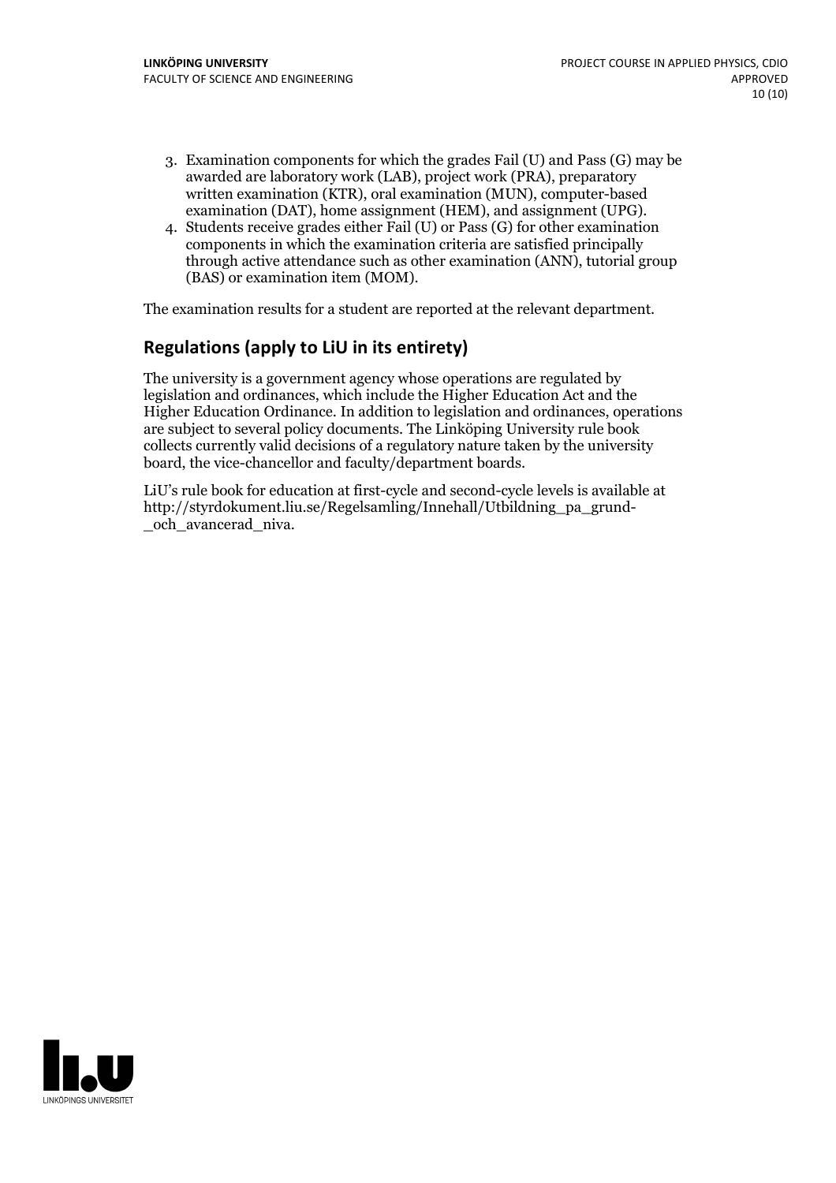3. Examination components for which the grades Fail (U) and Pass (G) may be awarded are laboratory work (LAB), project work (PRA), preparatory written examination (KTR), oral examination (MUN), computer-based examination (DAT), home assignment (HEM), and assignment (UPG).
4. Students receive grades either Fail (U) or Pass (G) for other examination components in which the examination criteria are satisfied principally through active attendance such as other examination (ANN), tutorial group (BAS) or examination item (MOM).

The examination results for a student are reported at the relevant department.

## Regulations (apply to LiU in its entirety)

The university is a government agency whose operations are regulated by legislation and ordinances, which include the Higher Education Act and the Higher Education Ordinance. In addition to legislation and ordinances, operations are subject to several policy documents. The Linköping University rule book collects currently valid decisions of a regulatory nature taken by the university board, the vice-chancellor and faculty/department boards.

LiU's rule book for education at first-cycle and second-cycle levels is available at http://styrdokument.liu.se/Regelsamling/Innehall/Utbildning_pa_grund-_och_avancerad_niva.